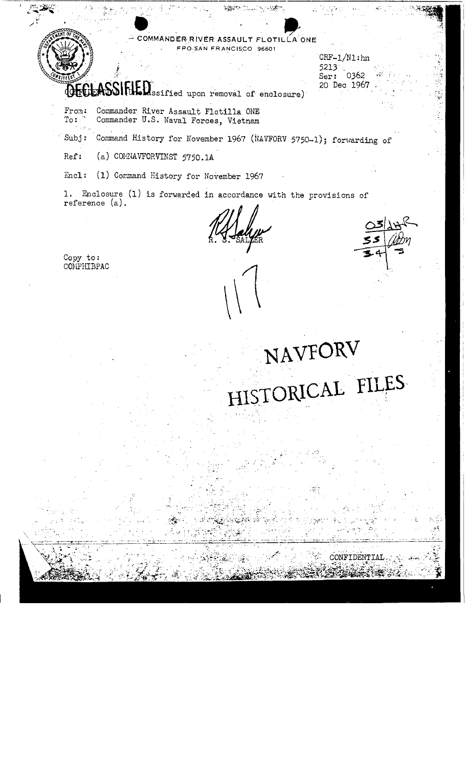COMMANDER RIVER ASSAULT FLOTILLA ONE
FPO SAN FRANCISCO 96601

CRF-1/N1:hn
5213
Ser: 0362
20 Dec 1967

DECLASSIFIED (Unclassified upon removal of enclosure)

From: Commander River Assault Flotilla ONE
To: Commander U.S. Naval Forces, Vietnam

Subj: Command History for November 1967 (NAVFORV 5750-1); forwarding of

Ref: (a) COMNAVFORVINST 5750.1A

Encl: (1) Command History for November 1967

1. Enclosure (1) is forwarded in accordance with the provisions of reference (a).

R. S. SALZER

Copy to:
COMPHIBPAC

NAVFORV
HISTORICAL FILES

CONFIDENTIAL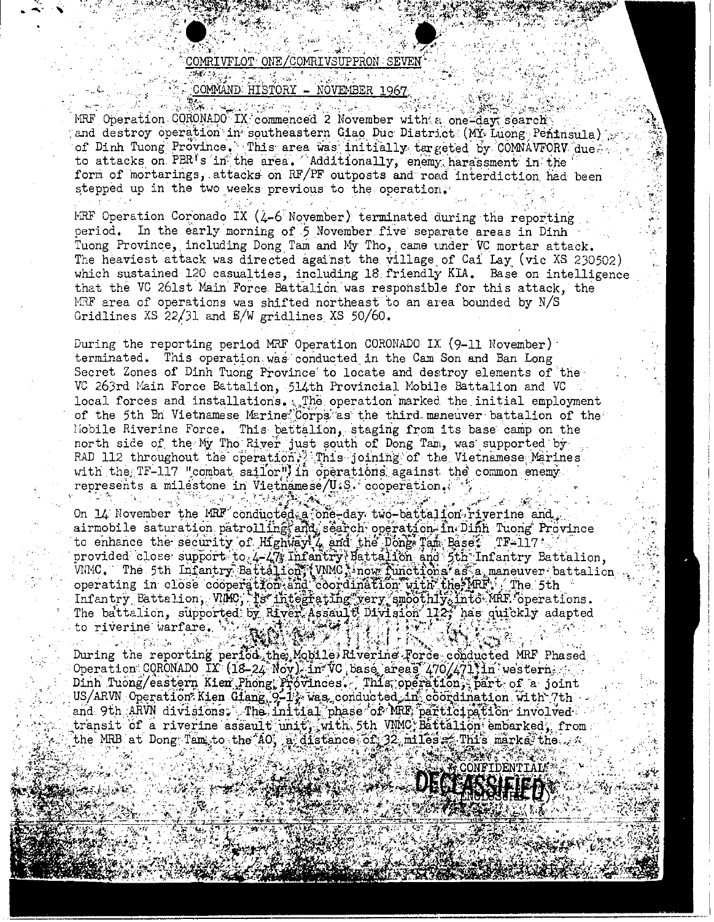COMRIVFLOT ONE/COMRIVSUPPRON SEVEN

COMMAND HISTORY - NOVEMBER 1967

MRF Operation CORONADO IX commenced 2 November with a one-day search and destroy operation in southeastern Giao Duc District (My Luong Peninsula) of Dinh Tuong Province. This area was initially targeted by COMNAVFORV due to attacks on PBR's in the area. Additionally, enemy harassment in the form of mortarings, attacks on RF/PF outposts and road interdiction had been stepped up in the two weeks previous to the operation.

MRF Operation Coronado IX (4-6 November) terminated during the reporting period. In the early morning of 5 November five separate areas in Dinh Tuong Province, including Dong Tam and My Tho, came under VC mortar attack. The heaviest attack was directed against the village of Cai Lay (vic XS 230502) which sustained 120 casualties, including 18 friendly KIA. Base on intelligence that the VC 261st Main Force Battalion was responsible for this attack, the MRF area of operations was shifted northeast to an area bounded by N/S Gridlines XS 22/31 and E/W gridlines XS 50/60.

During the reporting period MRF Operation CORONADO IX (9-11 November) terminated. This operation was conducted in the Cam Son and Ban Long Secret Zones of Dinh Tuong Province to locate and destroy elements of the VC 263rd Main Force Battalion, 514th Provincial Mobile Battalion and VC local forces and installations. The operation marked the initial employment of the 5th Bn Vietnamese Marine Corps as the third maneuver battalion of the Mobile Riverine Force. This battalion, staging from its base camp on the north side of the My Tho River just south of Dong Tam, was supported by RAD 112 throughout the operation. This joining of the Vietnamese Marines with the TF-117 "combat sailor" in operations against the common enemy represents a milestone in Vietnamese/U.S. cooperation.

On 14 November the MRF conducted a one-day two-battalion riverine and airmobile saturation patrolling and search operation in Dinh Tuong Province to enhance the security of Highway 4 and the Dong Tam Base. TF-117 provided close support to 4-47 Infantry Battalion and 5th Infantry Battalion, VNMC. The 5th Infantry Battalion, VNMC, now functions as a maneuver battalion operating in close cooperation and coordination with the MRF. The 5th Infantry Battalion, VNMC, is integrating very smoothly into MRF operations. The battalion, supported by River Assault Division 112, has quickly adapted to riverine warfare.

During the reporting period the Mobile Riverine Force conducted MRF Phased Operation CORONADO IX (18-24 Nov) in VC base areas 470/471 in western Dinh Tuong/eastern Kien Phong Provinces. This operation, part of a joint US/ARVN Operation Kien Giang 9-1, was conducted in coordination with 7th and 9th ARVN divisions. The initial phase of MRF participation involved transit of a riverine assault unit, with 5th VNMC Battalion embarked, from the MRB at Dong Tam to the AO, a distance of 32 miles. This marks the

CONFIDENTIAL

DECLASSIFIED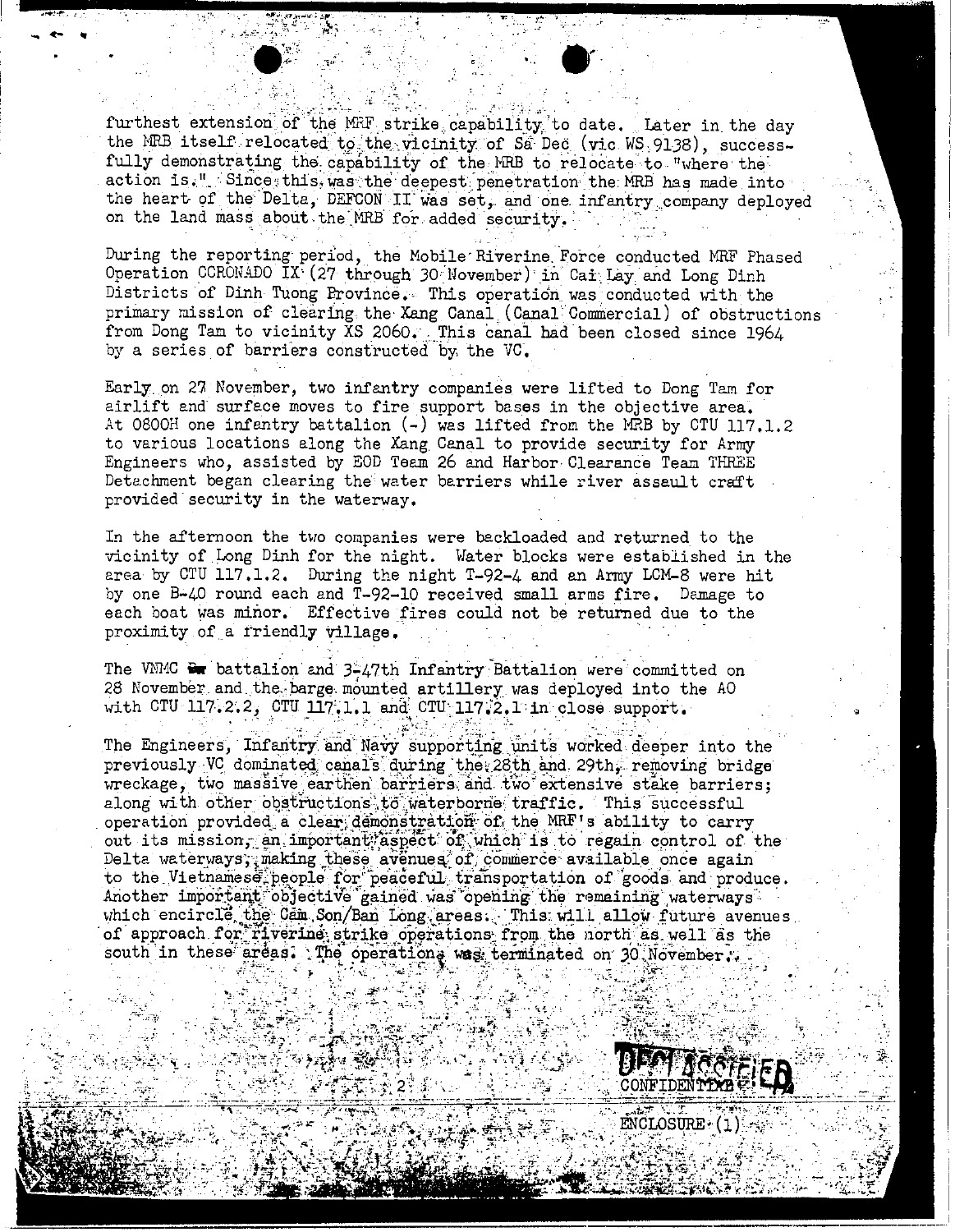furthest extension of the MRF strike capability to date. Later in the day the MRB itself relocated to the vicinity of Sa Dec (vic WS 9138), successfully demonstrating the capability of the MRB to relocate to "where the action is." Since this was the deepest penetration the MRB has made into the heart of the Delta, DEFCON II was set, and one infantry company deployed on the land mass about the MRB for added security.

During the reporting period, the Mobile Riverine Force conducted MRF Phased Operation CORONADO IX (27 through 30 November) in Cai Lay and Long Dinh Districts of Dinh Tuong Province. This operation was conducted with the primary mission of clearing the Xang Canal (Canal Commercial) of obstructions from Dong Tam to vicinity XS 2060. This canal had been closed since 1964 by a series of barriers constructed by the VC.

Early on 27 November, two infantry companies were lifted to Dong Tam for airlift and surface moves to fire support bases in the objective area. At 0800H one infantry battalion (-) was lifted from the MRB by CTU 117.1.2 to various locations along the Xang Canal to provide security for Army Engineers who, assisted by EOD Team 26 and Harbor Clearance Team THREE Detachment began clearing the water barriers while river assault craft provided security in the waterway.

In the afternoon the two companies were backloaded and returned to the vicinity of Long Dinh for the night. Water blocks were established in the area by CTU 117.1.2. During the night T-92-4 and an Army LCM-8 were hit by one B-40 round each and T-92-10 received small arms fire. Damage to each boat was minor. Effective fires could not be returned due to the proximity of a friendly village.

The VNMC battalion and 3-47th Infantry Battalion were committed on 28 November and the barge mounted artillery was deployed into the AO with CTU 117.2.2, CTU 117.1.1 and CTU 117.2.1 in close support.

The Engineers, Infantry and Navy supporting units worked deeper into the previously VC dominated canals during the 28th and 29th, removing bridge wreckage, two massive earthen barriers and two extensive stake barriers; along with other obstructions to waterborne traffic. This successful operation provided a clear demonstration of the MRF's ability to carry out its mission, an important aspect of which is to regain control of the Delta waterways, making these avenues of commerce available once again to the Vietnamese people for peaceful transportation of goods and produce. Another important objective gained was opening the remaining waterways which encircle the Cam Son/Ban Long areas. This will allow future avenues of approach for riverine strike operations from the north as well as the south in these areas. The operation was terminated on 30 November.

DECLASSIFIED
CONFIDENTIAL

ENCLOSURE (1)